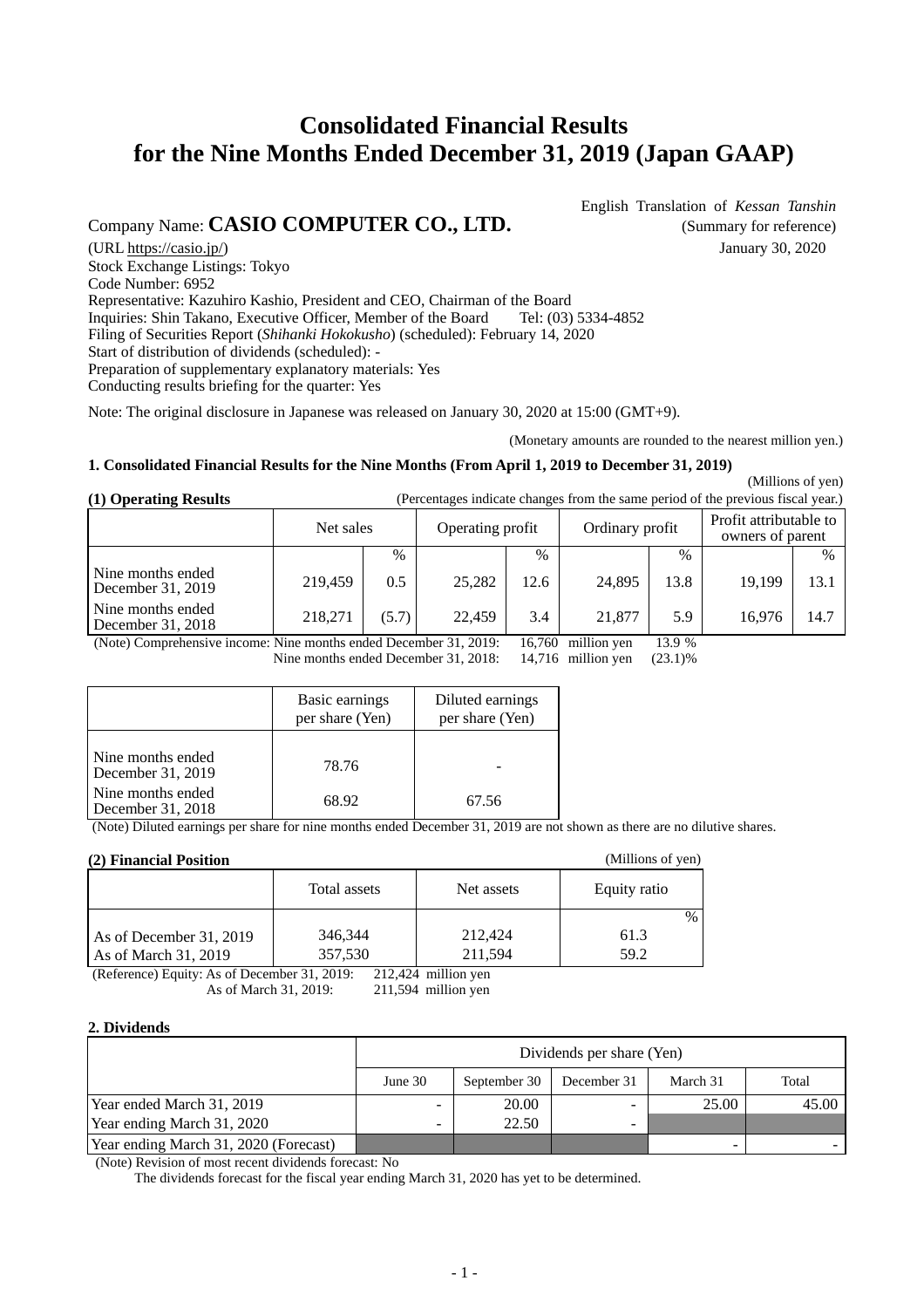# Consolidated Financial Results for the Nine Months Ended December 31, 2019 (Japan GAAP)

English Translation of *Kessan Tanshin*
(Summary for reference)
January 30, 2020

Company Name: **CASIO COMPUTER CO., LTD.**
(URL https://casio.jp/)
Stock Exchange Listings: Tokyo
Code Number: 6952
Representative: Kazuhiro Kashio, President and CEO, Chairman of the Board
Inquiries: Shin Takano, Executive Officer, Member of the Board Tel: (03) 5334-4852
Filing of Securities Report (*Shihanki Hokokusho*) (scheduled): February 14, 2020
Start of distribution of dividends (scheduled): -
Preparation of supplementary explanatory materials: Yes
Conducting results briefing for the quarter: Yes

Note: The original disclosure in Japanese was released on January 30, 2020 at 15:00 (GMT+9).

(Monetary amounts are rounded to the nearest million yen.)

### 1. Consolidated Financial Results for the Nine Months (From April 1, 2019 to December 31, 2019)

(Millions of yen)

**(1) Operating Results** (Percentages indicate changes from the same period of the previous fiscal year.)

| | Net sales | | Operating profit | | Ordinary profit | | Profit attributable to owners of parent | |
|---|---|---|---|---|---|---|---|---|
| | | % | | % | | % | | % |
| Nine months ended December 31, 2019 | 219,459 | 0.5 | 25,282 | 12.6 | 24,895 | 13.8 | 19,199 | 13.1 |
| Nine months ended December 31, 2018 | 218,271 | (5.7) | 22,459 | 3.4 | 21,877 | 5.9 | 16,976 | 14.7 |

(Note) Comprehensive income: Nine months ended December 31, 2019: 16,760 million yen 13.9 %
Nine months ended December 31, 2018: 14,716 million yen (23.1)%

| | Basic earnings per share (Yen) | Diluted earnings per share (Yen) |
|---|---|---|
| Nine months ended December 31, 2019 | 78.76 | - |
| Nine months ended December 31, 2018 | 68.92 | 67.56 |

(Note) Diluted earnings per share for nine months ended December 31, 2019 are not shown as there are no dilutive shares.

**(2) Financial Position** (Millions of yen)

| | Total assets | Net assets | Equity ratio |
|---|---|---|---|
| | | | % |
| As of December 31, 2019 | 346,344 | 212,424 | 61.3 |
| As of March 31, 2019 | 357,530 | 211,594 | 59.2 |

(Reference) Equity: As of December 31, 2019: 212,424 million yen
As of March 31, 2019: 211,594 million yen

### 2. Dividends

| | Dividends per share (Yen) | | | | |
|---|---|---|---|---|---|
| | June 30 | September 30 | December 31 | March 31 | Total |
| Year ended March 31, 2019 | - | 20.00 | - | 25.00 | 45.00 |
| Year ending March 31, 2020 | - | 22.50 | - | | |
| Year ending March 31, 2020 (Forecast) | | | | - | - |

(Note) Revision of most recent dividends forecast: No
The dividends forecast for the fiscal year ending March 31, 2020 has yet to be determined.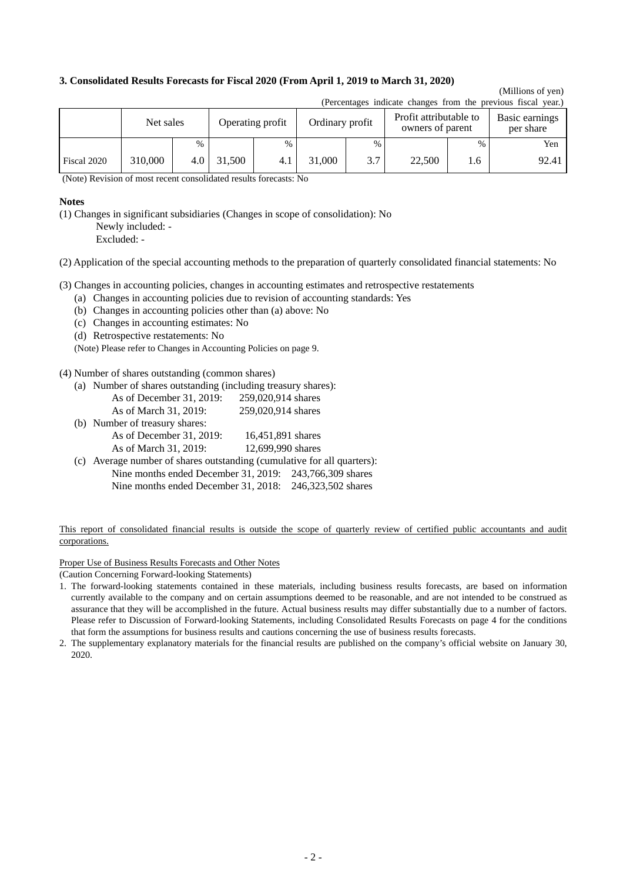### 3. Consolidated Results Forecasts for Fiscal 2020 (From April 1, 2019 to March 31, 2020)

(Millions of yen)

(Percentages indicate changes from the previous fiscal year.)

| | Net sales | | Operating profit | | Ordinary profit | | Profit attributable to owners of parent | | Basic earnings per share |
|---|---|---|---|---|---|---|---|---|---|
| | | % | | % | | % | | % | Yen |
| Fiscal 2020 | 310,000 | 4.0 | 31,500 | 4.1 | 31,000 | 3.7 | 22,500 | 1.6 | 92.41 |

(Note) Revision of most recent consolidated results forecasts: No

**Notes**

(1) Changes in significant subsidiaries (Changes in scope of consolidation): No
    Newly included: -
    Excluded: -

(2) Application of the special accounting methods to the preparation of quarterly consolidated financial statements: No

(3) Changes in accounting policies, changes in accounting estimates and retrospective restatements
  (a) Changes in accounting policies due to revision of accounting standards: Yes
  (b) Changes in accounting policies other than (a) above: No
  (c) Changes in accounting estimates: No
  (d) Retrospective restatements: No
  (Note) Please refer to Changes in Accounting Policies on page 9.

(4) Number of shares outstanding (common shares)
  (a) Number of shares outstanding (including treasury shares):
    As of December 31, 2019: 259,020,914 shares
    As of March 31, 2019: 259,020,914 shares
  (b) Number of treasury shares:
    As of December 31, 2019: 16,451,891 shares
    As of March 31, 2019: 12,699,990 shares
  (c) Average number of shares outstanding (cumulative for all quarters):
    Nine months ended December 31, 2019: 243,766,309 shares
    Nine months ended December 31, 2018: 246,323,502 shares

This report of consolidated financial results is outside the scope of quarterly review of certified public accountants and audit corporations.

Proper Use of Business Results Forecasts and Other Notes

(Caution Concerning Forward-looking Statements)

1. The forward-looking statements contained in these materials, including business results forecasts, are based on information currently available to the company and on certain assumptions deemed to be reasonable, and are not intended to be construed as assurance that they will be accomplished in the future. Actual business results may differ substantially due to a number of factors. Please refer to Discussion of Forward-looking Statements, including Consolidated Results Forecasts on page 4 for the conditions that form the assumptions for business results and cautions concerning the use of business results forecasts.
2. The supplementary explanatory materials for the financial results are published on the company's official website on January 30, 2020.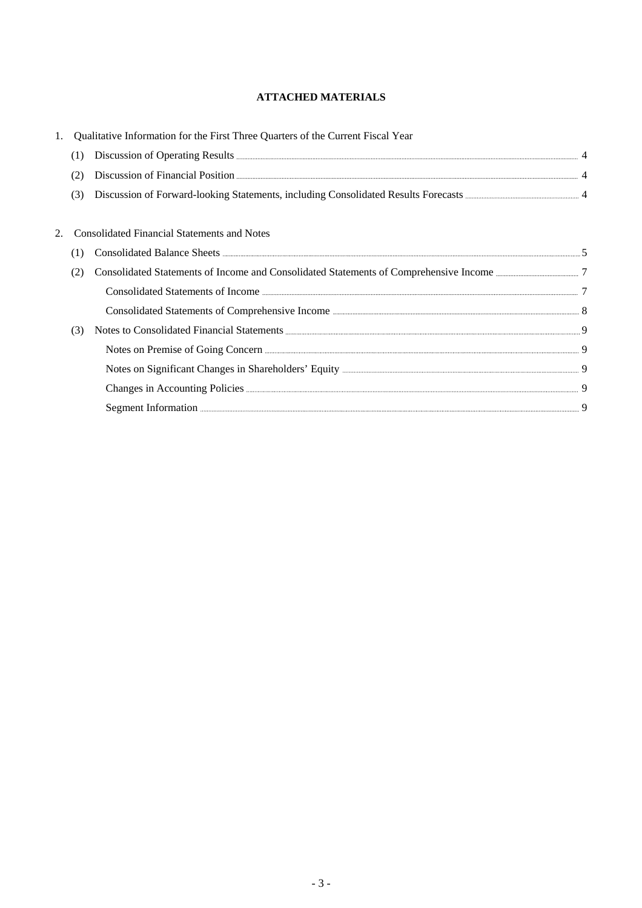## ATTACHED MATERIALS

1. Qualitative Information for the First Three Quarters of the Current Fiscal Year
   - (1) Discussion of Operating Results ........ 4
   - (2) Discussion of Financial Position ........ 4
   - (3) Discussion of Forward-looking Statements, including Consolidated Results Forecasts ........ 4

2. Consolidated Financial Statements and Notes
   - (1) Consolidated Balance Sheets ........ 5
   - (2) Consolidated Statements of Income and Consolidated Statements of Comprehensive Income ........ 7
     - Consolidated Statements of Income ........ 7
     - Consolidated Statements of Comprehensive Income ........ 8
   - (3) Notes to Consolidated Financial Statements ........ 9
     - Notes on Premise of Going Concern ........ 9
     - Notes on Significant Changes in Shareholders' Equity ........ 9
     - Changes in Accounting Policies ........ 9
     - Segment Information ........ 9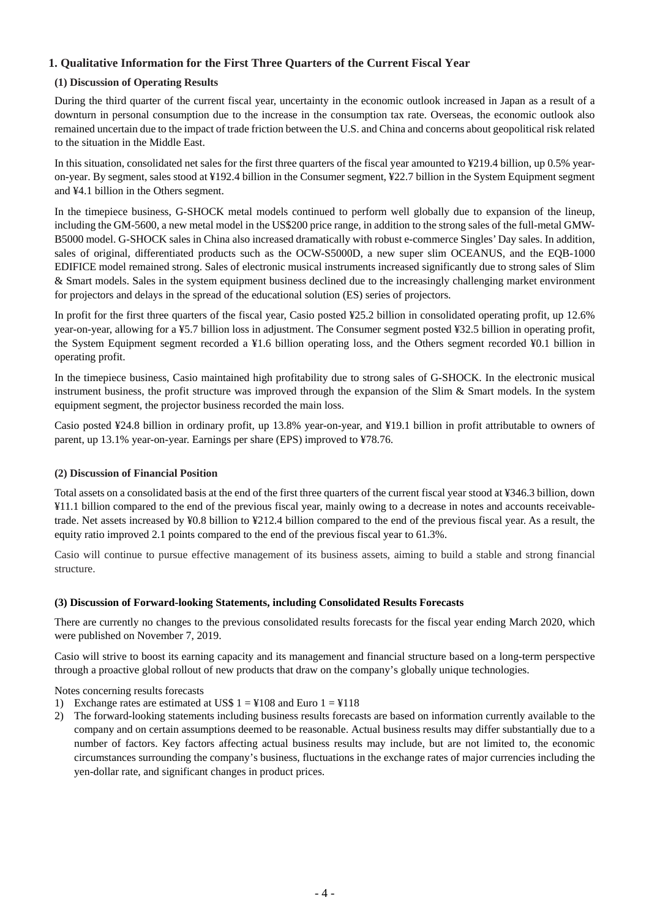## 1. Qualitative Information for the First Three Quarters of the Current Fiscal Year

### (1) Discussion of Operating Results

During the third quarter of the current fiscal year, uncertainty in the economic outlook increased in Japan as a result of a downturn in personal consumption due to the increase in the consumption tax rate. Overseas, the economic outlook also remained uncertain due to the impact of trade friction between the U.S. and China and concerns about geopolitical risk related to the situation in the Middle East.

In this situation, consolidated net sales for the first three quarters of the fiscal year amounted to ¥219.4 billion, up 0.5% year-on-year. By segment, sales stood at ¥192.4 billion in the Consumer segment, ¥22.7 billion in the System Equipment segment and ¥4.1 billion in the Others segment.

In the timepiece business, G-SHOCK metal models continued to perform well globally due to expansion of the lineup, including the GM-5600, a new metal model in the US$200 price range, in addition to the strong sales of the full-metal GMW-B5000 model. G-SHOCK sales in China also increased dramatically with robust e-commerce Singles' Day sales. In addition, sales of original, differentiated products such as the OCW-S5000D, a new super slim OCEANUS, and the EQB-1000 EDIFICE model remained strong. Sales of electronic musical instruments increased significantly due to strong sales of Slim & Smart models. Sales in the system equipment business declined due to the increasingly challenging market environment for projectors and delays in the spread of the educational solution (ES) series of projectors.

In profit for the first three quarters of the fiscal year, Casio posted ¥25.2 billion in consolidated operating profit, up 12.6% year-on-year, allowing for a ¥5.7 billion loss in adjustment. The Consumer segment posted ¥32.5 billion in operating profit, the System Equipment segment recorded a ¥1.6 billion operating loss, and the Others segment recorded ¥0.1 billion in operating profit.

In the timepiece business, Casio maintained high profitability due to strong sales of G-SHOCK. In the electronic musical instrument business, the profit structure was improved through the expansion of the Slim & Smart models. In the system equipment segment, the projector business recorded the main loss.

Casio posted ¥24.8 billion in ordinary profit, up 13.8% year-on-year, and ¥19.1 billion in profit attributable to owners of parent, up 13.1% year-on-year. Earnings per share (EPS) improved to ¥78.76.

### (2) Discussion of Financial Position

Total assets on a consolidated basis at the end of the first three quarters of the current fiscal year stood at ¥346.3 billion, down ¥11.1 billion compared to the end of the previous fiscal year, mainly owing to a decrease in notes and accounts receivable-trade. Net assets increased by ¥0.8 billion to ¥212.4 billion compared to the end of the previous fiscal year. As a result, the equity ratio improved 2.1 points compared to the end of the previous fiscal year to 61.3%.

Casio will continue to pursue effective management of its business assets, aiming to build a stable and strong financial structure.

### (3) Discussion of Forward-looking Statements, including Consolidated Results Forecasts

There are currently no changes to the previous consolidated results forecasts for the fiscal year ending March 2020, which were published on November 7, 2019.

Casio will strive to boost its earning capacity and its management and financial structure based on a long-term perspective through a proactive global rollout of new products that draw on the company's globally unique technologies.

Notes concerning results forecasts

1) Exchange rates are estimated at US$ 1 = ¥108 and Euro 1 = ¥118
2) The forward-looking statements including business results forecasts are based on information currently available to the company and on certain assumptions deemed to be reasonable. Actual business results may differ substantially due to a number of factors. Key factors affecting actual business results may include, but are not limited to, the economic circumstances surrounding the company's business, fluctuations in the exchange rates of major currencies including the yen-dollar rate, and significant changes in product prices.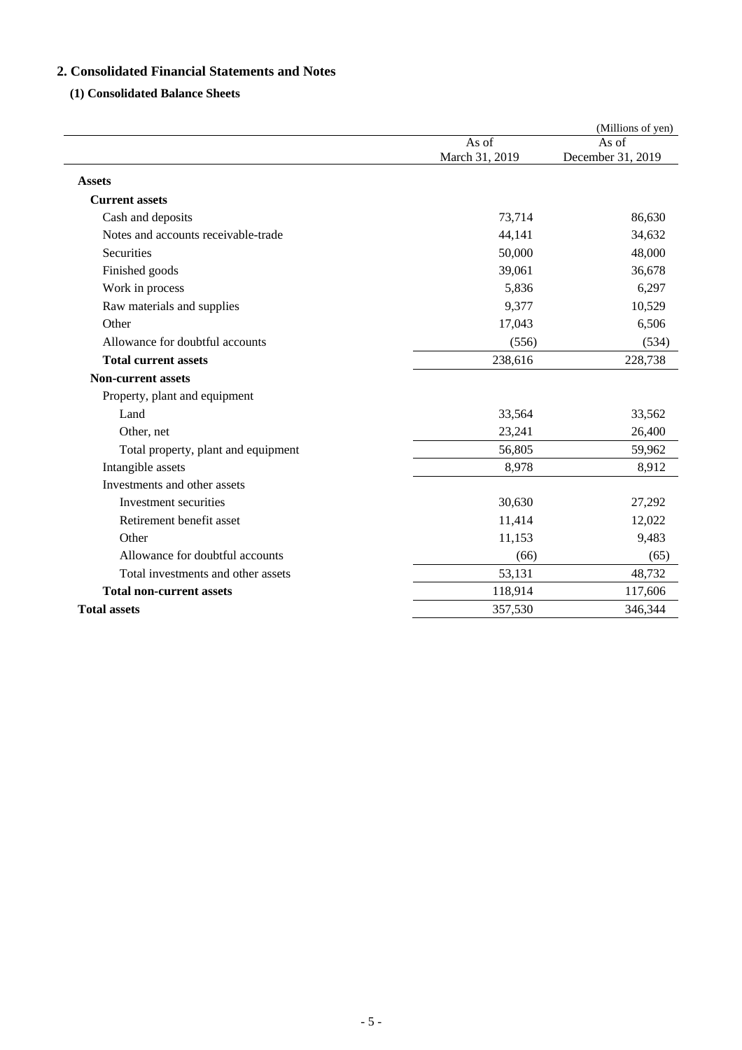## 2. Consolidated Financial Statements and Notes

### (1) Consolidated Balance Sheets

(Millions of yen)

| | As of March 31, 2019 | As of December 31, 2019 |
|---|---|---|
| **Assets** | | |
| **Current assets** | | |
| Cash and deposits | 73,714 | 86,630 |
| Notes and accounts receivable-trade | 44,141 | 34,632 |
| Securities | 50,000 | 48,000 |
| Finished goods | 39,061 | 36,678 |
| Work in process | 5,836 | 6,297 |
| Raw materials and supplies | 9,377 | 10,529 |
| Other | 17,043 | 6,506 |
| Allowance for doubtful accounts | (556) | (534) |
| **Total current assets** | 238,616 | 228,738 |
| **Non-current assets** | | |
| Property, plant and equipment | | |
| Land | 33,564 | 33,562 |
| Other, net | 23,241 | 26,400 |
| Total property, plant and equipment | 56,805 | 59,962 |
| Intangible assets | 8,978 | 8,912 |
| Investments and other assets | | |
| Investment securities | 30,630 | 27,292 |
| Retirement benefit asset | 11,414 | 12,022 |
| Other | 11,153 | 9,483 |
| Allowance for doubtful accounts | (66) | (65) |
| Total investments and other assets | 53,131 | 48,732 |
| **Total non-current assets** | 118,914 | 117,606 |
| **Total assets** | 357,530 | 346,344 |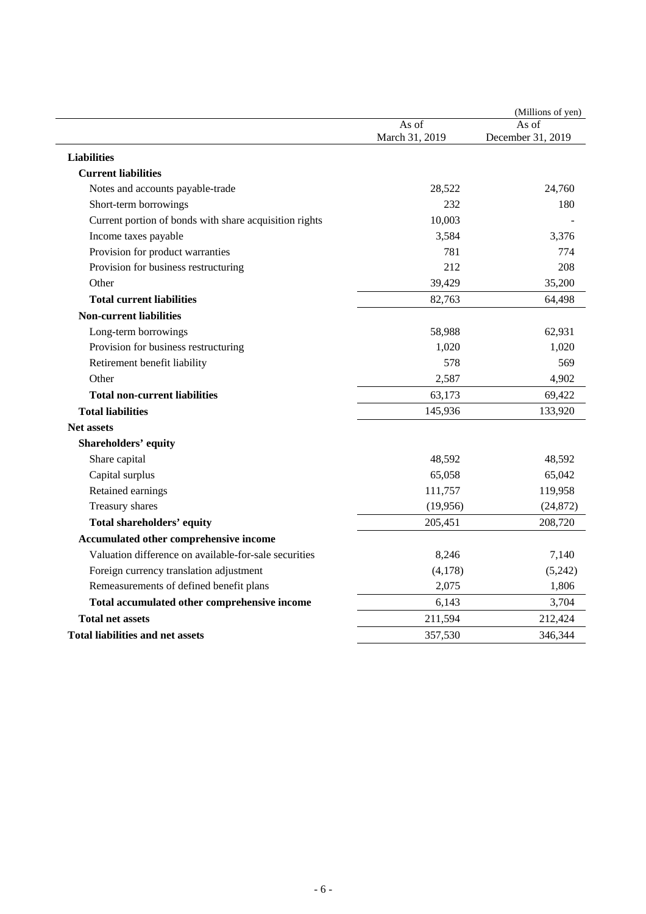(Millions of yen)

| | As of March 31, 2019 | As of December 31, 2019 |
|---|---|---|
| **Liabilities** | | |
| **Current liabilities** | | |
| Notes and accounts payable-trade | 28,522 | 24,760 |
| Short-term borrowings | 232 | 180 |
| Current portion of bonds with share acquisition rights | 10,003 | - |
| Income taxes payable | 3,584 | 3,376 |
| Provision for product warranties | 781 | 774 |
| Provision for business restructuring | 212 | 208 |
| Other | 39,429 | 35,200 |
| **Total current liabilities** | 82,763 | 64,498 |
| **Non-current liabilities** | | |
| Long-term borrowings | 58,988 | 62,931 |
| Provision for business restructuring | 1,020 | 1,020 |
| Retirement benefit liability | 578 | 569 |
| Other | 2,587 | 4,902 |
| **Total non-current liabilities** | 63,173 | 69,422 |
| **Total liabilities** | 145,936 | 133,920 |
| **Net assets** | | |
| **Shareholders' equity** | | |
| Share capital | 48,592 | 48,592 |
| Capital surplus | 65,058 | 65,042 |
| Retained earnings | 111,757 | 119,958 |
| Treasury shares | (19,956) | (24,872) |
| **Total shareholders' equity** | 205,451 | 208,720 |
| **Accumulated other comprehensive income** | | |
| Valuation difference on available-for-sale securities | 8,246 | 7,140 |
| Foreign currency translation adjustment | (4,178) | (5,242) |
| Remeasurements of defined benefit plans | 2,075 | 1,806 |
| **Total accumulated other comprehensive income** | 6,143 | 3,704 |
| **Total net assets** | 211,594 | 212,424 |
| **Total liabilities and net assets** | 357,530 | 346,344 |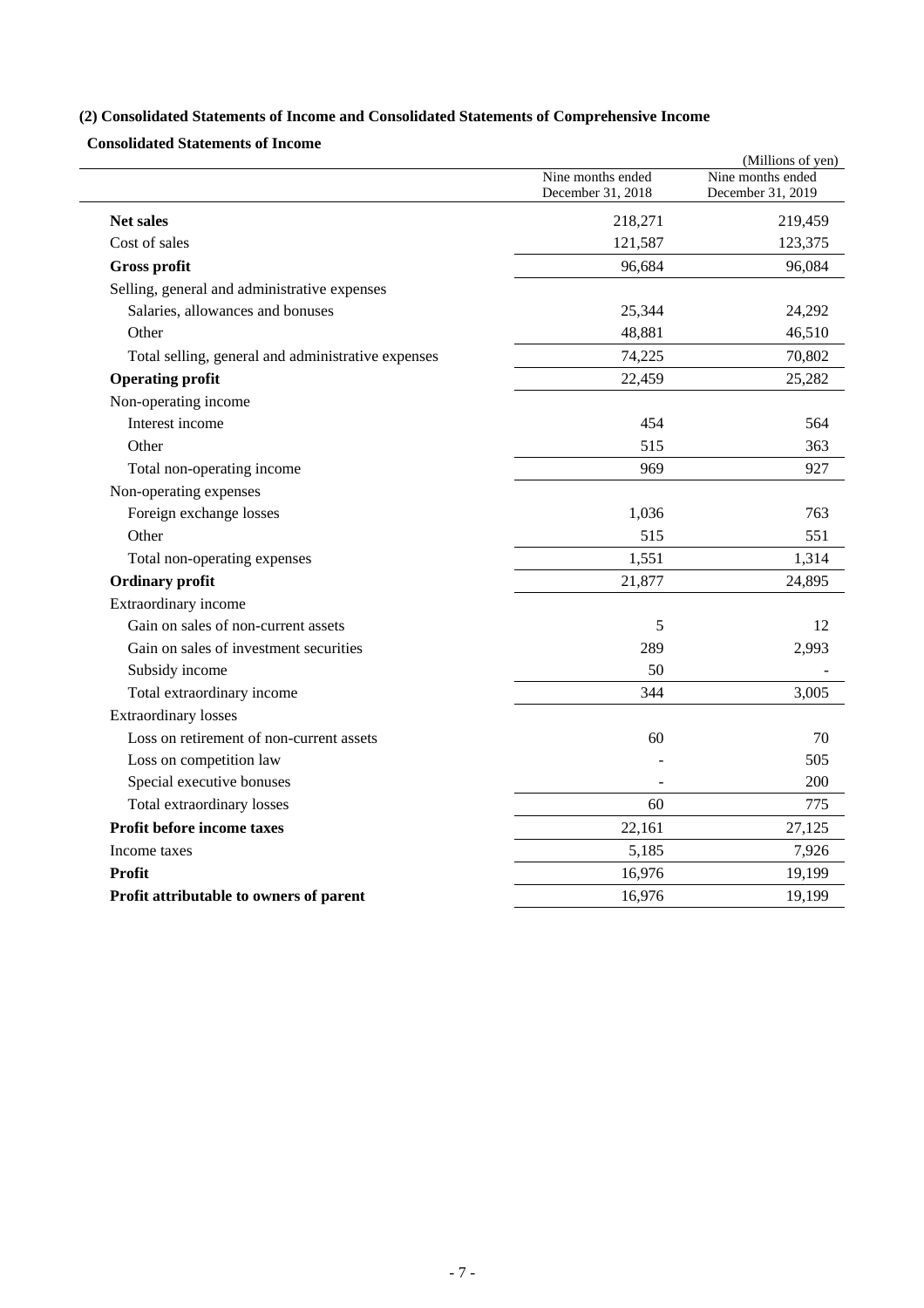### (2) Consolidated Statements of Income and Consolidated Statements of Comprehensive Income

**Consolidated Statements of Income**

(Millions of yen)

| | Nine months ended December 31, 2018 | Nine months ended December 31, 2019 |
|---|---|---|
| **Net sales** | 218,271 | 219,459 |
| Cost of sales | 121,587 | 123,375 |
| **Gross profit** | 96,684 | 96,084 |
| Selling, general and administrative expenses | | |
| Salaries, allowances and bonuses | 25,344 | 24,292 |
| Other | 48,881 | 46,510 |
| Total selling, general and administrative expenses | 74,225 | 70,802 |
| **Operating profit** | 22,459 | 25,282 |
| Non-operating income | | |
| Interest income | 454 | 564 |
| Other | 515 | 363 |
| Total non-operating income | 969 | 927 |
| Non-operating expenses | | |
| Foreign exchange losses | 1,036 | 763 |
| Other | 515 | 551 |
| Total non-operating expenses | 1,551 | 1,314 |
| **Ordinary profit** | 21,877 | 24,895 |
| Extraordinary income | | |
| Gain on sales of non-current assets | 5 | 12 |
| Gain on sales of investment securities | 289 | 2,993 |
| Subsidy income | 50 | - |
| Total extraordinary income | 344 | 3,005 |
| Extraordinary losses | | |
| Loss on retirement of non-current assets | 60 | 70 |
| Loss on competition law | - | 505 |
| Special executive bonuses | - | 200 |
| Total extraordinary losses | 60 | 775 |
| **Profit before income taxes** | 22,161 | 27,125 |
| Income taxes | 5,185 | 7,926 |
| **Profit** | 16,976 | 19,199 |
| **Profit attributable to owners of parent** | 16,976 | 19,199 |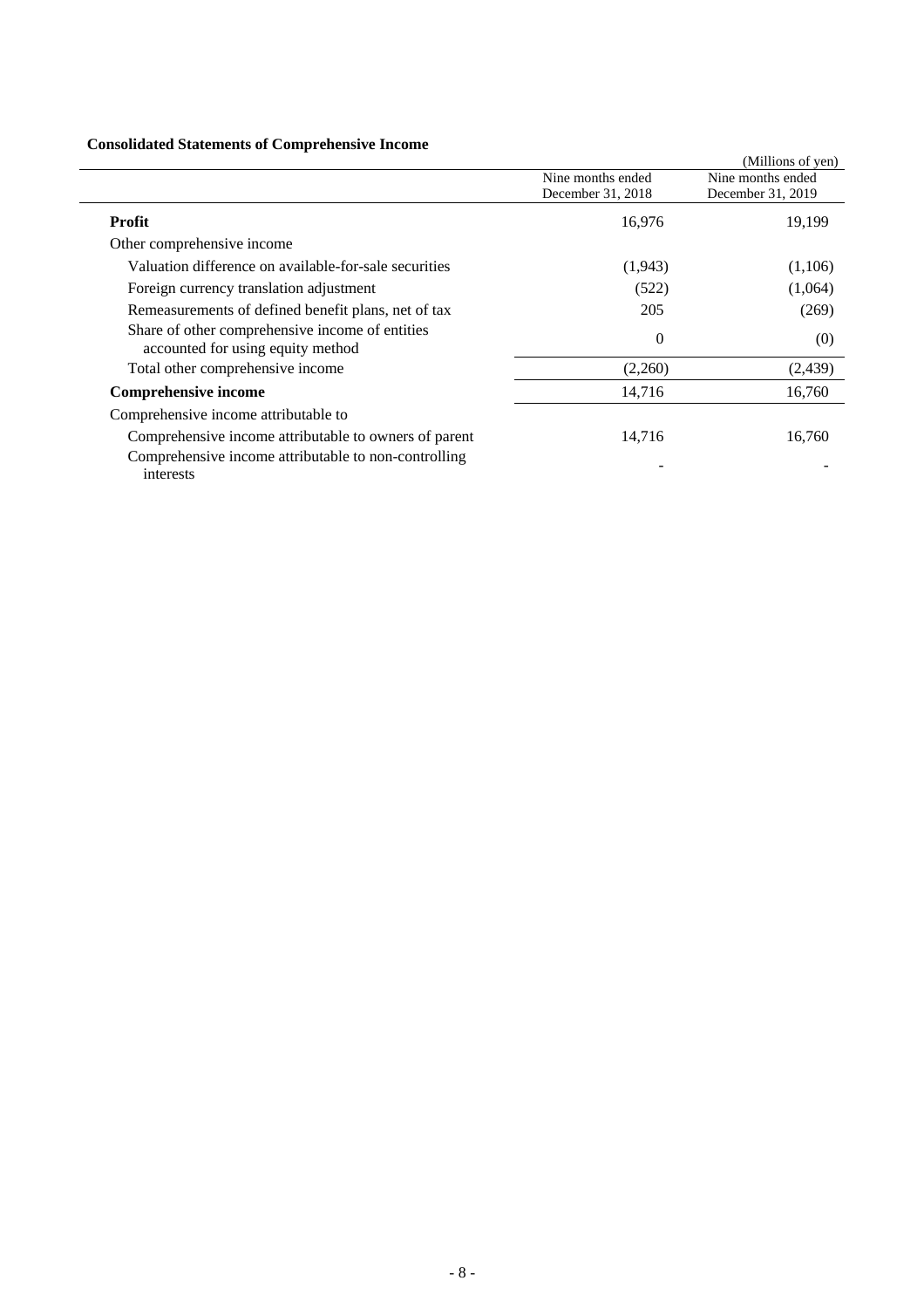**Consolidated Statements of Comprehensive Income**

(Millions of yen)

| | Nine months ended December 31, 2018 | Nine months ended December 31, 2019 |
|---|---|---|
| **Profit** | 16,976 | 19,199 |
| Other comprehensive income | | |
| Valuation difference on available-for-sale securities | (1,943) | (1,106) |
| Foreign currency translation adjustment | (522) | (1,064) |
| Remeasurements of defined benefit plans, net of tax | 205 | (269) |
| Share of other comprehensive income of entities accounted for using equity method | 0 | (0) |
| Total other comprehensive income | (2,260) | (2,439) |
| **Comprehensive income** | 14,716 | 16,760 |
| Comprehensive income attributable to | | |
| Comprehensive income attributable to owners of parent | 14,716 | 16,760 |
| Comprehensive income attributable to non-controlling interests | - | - |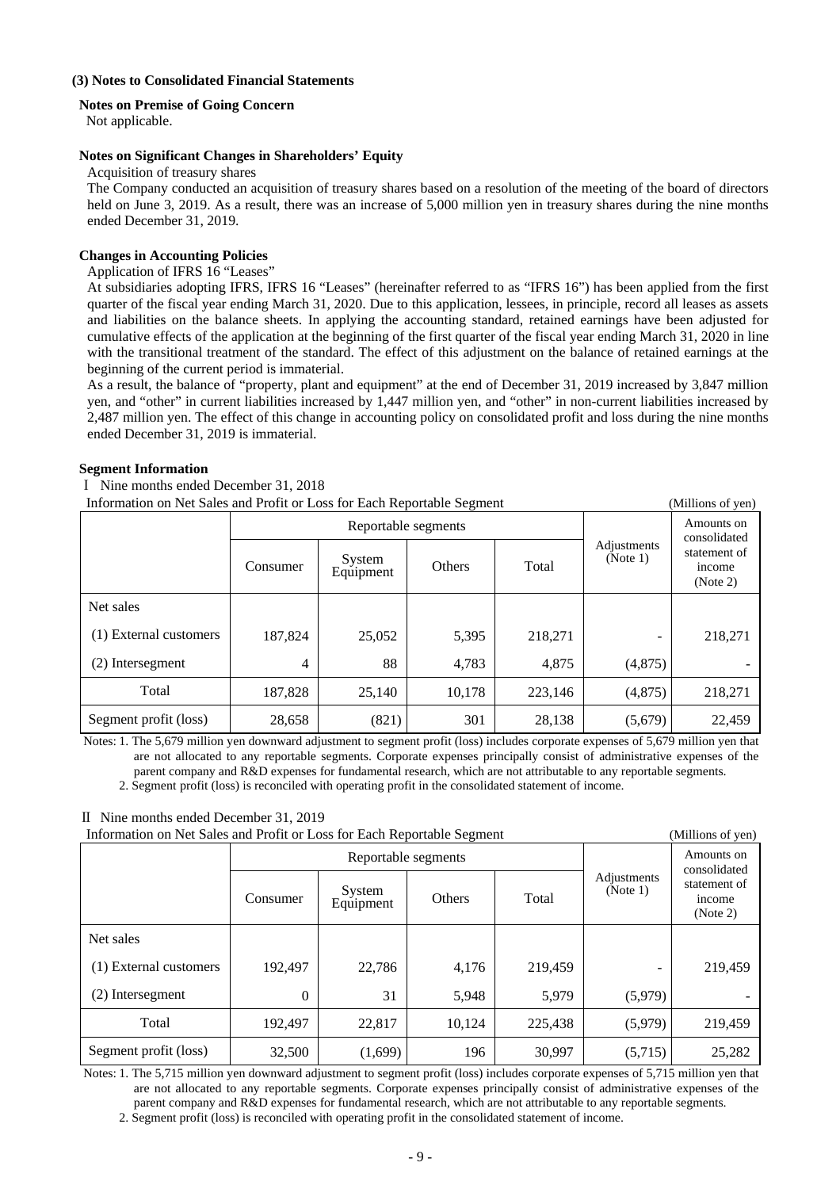### (3) Notes to Consolidated Financial Statements

**Notes on Premise of Going Concern**

Not applicable.

**Notes on Significant Changes in Shareholders' Equity**

Acquisition of treasury shares

The Company conducted an acquisition of treasury shares based on a resolution of the meeting of the board of directors held on June 3, 2019. As a result, there was an increase of 5,000 million yen in treasury shares during the nine months ended December 31, 2019.

**Changes in Accounting Policies**

Application of IFRS 16 "Leases"

At subsidiaries adopting IFRS, IFRS 16 "Leases" (hereinafter referred to as "IFRS 16") has been applied from the first quarter of the fiscal year ending March 31, 2020. Due to this application, lessees, in principle, record all leases as assets and liabilities on the balance sheets. In applying the accounting standard, retained earnings have been adjusted for cumulative effects of the application at the beginning of the first quarter of the fiscal year ending March 31, 2020 in line with the transitional treatment of the standard. The effect of this adjustment on the balance of retained earnings at the beginning of the current period is immaterial.

As a result, the balance of "property, plant and equipment" at the end of December 31, 2019 increased by 3,847 million yen, and "other" in current liabilities increased by 1,447 million yen, and "other" in non-current liabilities increased by 2,487 million yen. The effect of this change in accounting policy on consolidated profit and loss during the nine months ended December 31, 2019 is immaterial.

**Segment Information**

Ⅰ Nine months ended December 31, 2018

Information on Net Sales and Profit or Loss for Each Reportable Segment (Millions of yen)

| | Reportable segments | | | | Adjustments (Note 1) | Amounts on consolidated statement of income (Note 2) |
|---|---|---|---|---|---|---|
| | Consumer | System Equipment | Others | Total | | |
| Net sales | | | | | | |
| (1) External customers | 187,824 | 25,052 | 5,395 | 218,271 | - | 218,271 |
| (2) Intersegment | 4 | 88 | 4,783 | 4,875 | (4,875) | - |
| Total | 187,828 | 25,140 | 10,178 | 223,146 | (4,875) | 218,271 |
| Segment profit (loss) | 28,658 | (821) | 301 | 28,138 | (5,679) | 22,459 |

Notes: 1. The 5,679 million yen downward adjustment to segment profit (loss) includes corporate expenses of 5,679 million yen that are not allocated to any reportable segments. Corporate expenses principally consist of administrative expenses of the parent company and R&D expenses for fundamental research, which are not attributable to any reportable segments.

2. Segment profit (loss) is reconciled with operating profit in the consolidated statement of income.

Ⅱ Nine months ended December 31, 2019

Information on Net Sales and Profit or Loss for Each Reportable Segment (Millions of yen)

| | Reportable segments | | | | Adjustments (Note 1) | Amounts on consolidated statement of income (Note 2) |
|---|---|---|---|---|---|---|
| | Consumer | System Equipment | Others | Total | | |
| Net sales | | | | | | |
| (1) External customers | 192,497 | 22,786 | 4,176 | 219,459 | - | 219,459 |
| (2) Intersegment | 0 | 31 | 5,948 | 5,979 | (5,979) | - |
| Total | 192,497 | 22,817 | 10,124 | 225,438 | (5,979) | 219,459 |
| Segment profit (loss) | 32,500 | (1,699) | 196 | 30,997 | (5,715) | 25,282 |

Notes: 1. The 5,715 million yen downward adjustment to segment profit (loss) includes corporate expenses of 5,715 million yen that are not allocated to any reportable segments. Corporate expenses principally consist of administrative expenses of the parent company and R&D expenses for fundamental research, which are not attributable to any reportable segments.

2. Segment profit (loss) is reconciled with operating profit in the consolidated statement of income.